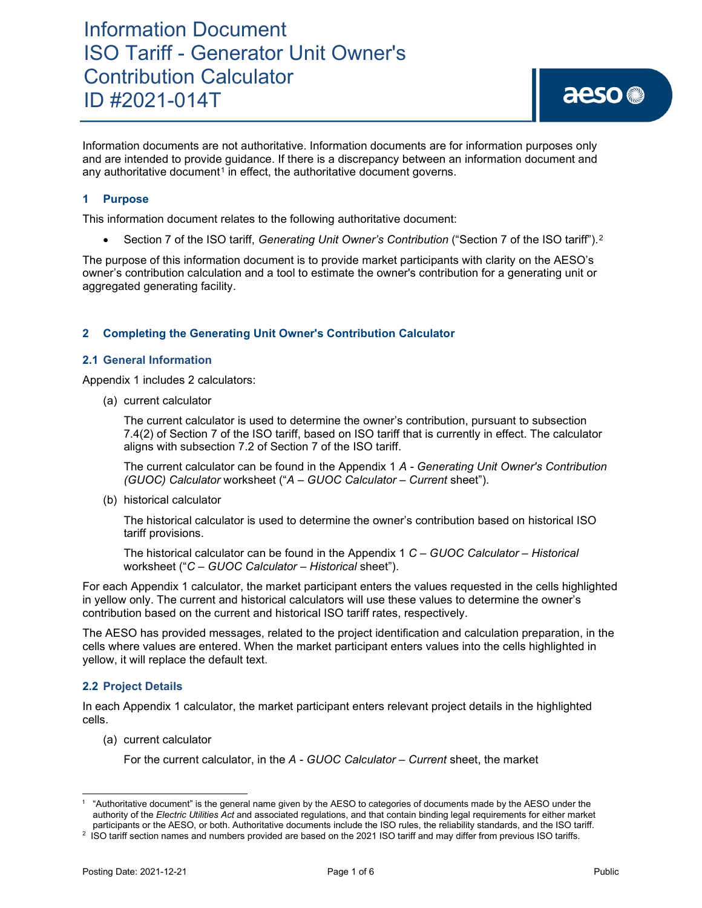# Information Document
# ISO Tariff - Generator Unit Owner's Contribution Calculator
# ID #2021-014T

Information documents are not authoritative. Information documents are for information purposes only and are intended to provide guidance. If there is a discrepancy between an information document and any authoritative document[1] in effect, the authoritative document governs.

## 1 Purpose

This information document relates to the following authoritative document:

- Section 7 of the ISO tariff, *Generating Unit Owner's Contribution* ("Section 7 of the ISO tariff").[2]

The purpose of this information document is to provide market participants with clarity on the AESO's owner's contribution calculation and a tool to estimate the owner's contribution for a generating unit or aggregated generating facility.

## 2 Completing the Generating Unit Owner's Contribution Calculator

### 2.1 General Information

Appendix 1 includes 2 calculators:

(a) current calculator

The current calculator is used to determine the owner's contribution, pursuant to subsection 7.4(2) of Section 7 of the ISO tariff, based on ISO tariff that is currently in effect. The calculator aligns with subsection 7.2 of Section 7 of the ISO tariff.

The current calculator can be found in the Appendix 1 *A - Generating Unit Owner's Contribution (GUOC) Calculator* worksheet ("*A – GUOC Calculator – Current* sheet").

(b) historical calculator

The historical calculator is used to determine the owner's contribution based on historical ISO tariff provisions.

The historical calculator can be found in the Appendix 1 *C – GUOC Calculator – Historical* worksheet ("*C – GUOC Calculator – Historical* sheet").

For each Appendix 1 calculator, the market participant enters the values requested in the cells highlighted in yellow only. The current and historical calculators will use these values to determine the owner's contribution based on the current and historical ISO tariff rates, respectively.

The AESO has provided messages, related to the project identification and calculation preparation, in the cells where values are entered. When the market participant enters values into the cells highlighted in yellow, it will replace the default text.

### 2.2 Project Details

In each Appendix 1 calculator, the market participant enters relevant project details in the highlighted cells.

(a) current calculator

For the current calculator, in the *A - GUOC Calculator – Current* sheet, the market

---

[1] "Authoritative document" is the general name given by the AESO to categories of documents made by the AESO under the authority of the *Electric Utilities Act* and associated regulations, and that contain binding legal requirements for either market participants or the AESO, or both. Authoritative documents include the ISO rules, the reliability standards, and the ISO tariff.

[2] ISO tariff section names and numbers provided are based on the 2021 ISO tariff and may differ from previous ISO tariffs.

Posting Date: 2021-12-21 | Public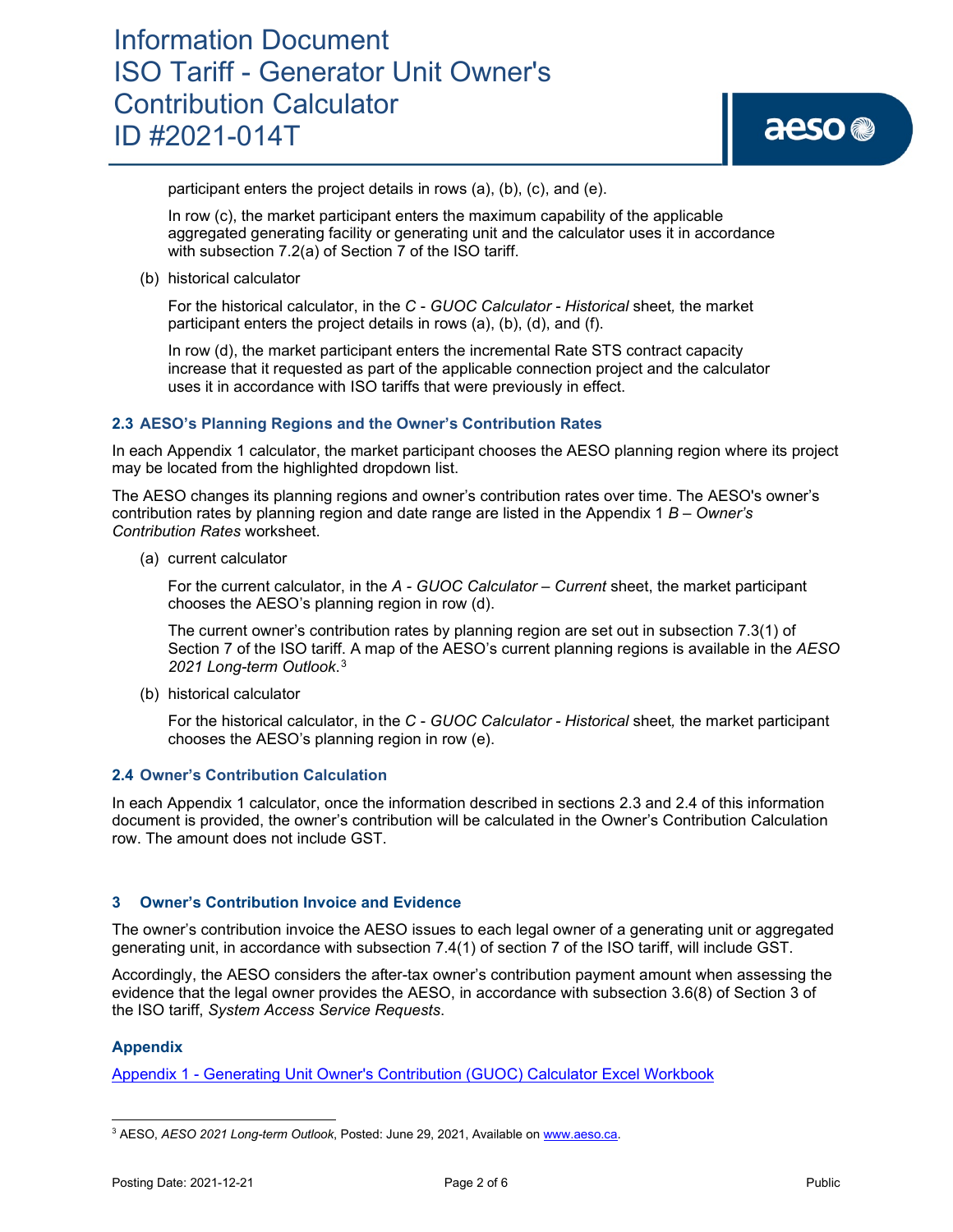participant enters the project details in rows (a), (b), (c), and (e).

In row (c), the market participant enters the maximum capability of the applicable aggregated generating facility or generating unit and the calculator uses it in accordance with subsection 7.2(a) of Section 7 of the ISO tariff.

(b) historical calculator

For the historical calculator, in the *C - GUOC Calculator - Historical* sheet*,* the market participant enters the project details in rows (a), (b), (d), and (f).

In row (d), the market participant enters the incremental Rate STS contract capacity increase that it requested as part of the applicable connection project and the calculator uses it in accordance with ISO tariffs that were previously in effect.

### 2.3 AESO's Planning Regions and the Owner's Contribution Rates

In each Appendix 1 calculator, the market participant chooses the AESO planning region where its project may be located from the highlighted dropdown list.

The AESO changes its planning regions and owner's contribution rates over time. The AESO's owner's contribution rates by planning region and date range are listed in the Appendix 1 *B – Owner's Contribution Rates* worksheet.

(a) current calculator

For the current calculator, in the *A - GUOC Calculator – Current* sheet, the market participant chooses the AESO's planning region in row (d).

The current owner's contribution rates by planning region are set out in subsection 7.3(1) of Section 7 of the ISO tariff. A map of the AESO's current planning regions is available in the *AESO 2021 Long-term Outlook*.[3]

(b) historical calculator

For the historical calculator, in the *C - GUOC Calculator - Historical* sheet*,* the market participant chooses the AESO's planning region in row (e).

### 2.4 Owner's Contribution Calculation

In each Appendix 1 calculator, once the information described in sections 2.3 and 2.4 of this information document is provided, the owner's contribution will be calculated in the Owner's Contribution Calculation row. The amount does not include GST.

## 3 Owner's Contribution Invoice and Evidence

The owner's contribution invoice the AESO issues to each legal owner of a generating unit or aggregated generating unit, in accordance with subsection 7.4(1) of section 7 of the ISO tariff, will include GST.

Accordingly, the AESO considers the after-tax owner's contribution payment amount when assessing the evidence that the legal owner provides the AESO, in accordance with subsection 3.6(8) of Section 3 of the ISO tariff, *System Access Service Requests*.

### Appendix

Appendix 1 - Generating Unit Owner's Contribution (GUOC) Calculator Excel Workbook

---

[3] AESO, *AESO 2021 Long-term Outlook*, Posted: June 29, 2021, Available on www.aeso.ca.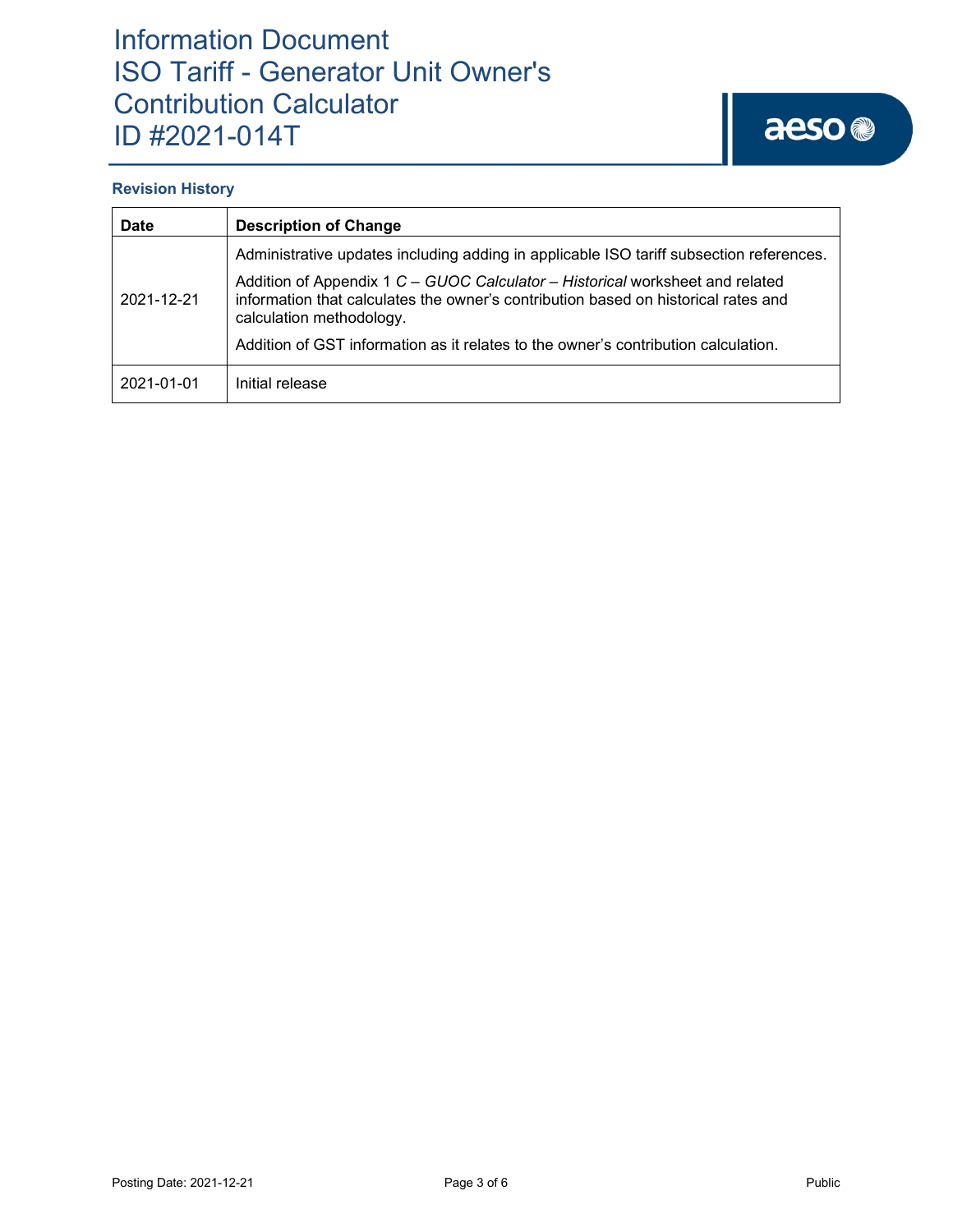### Revision History

| Date | Description of Change |
| --- | --- |
| 2021-12-21 | Administrative updates including adding in applicable ISO tariff subsection references.<br><br>Addition of Appendix 1 *C – GUOC Calculator – Historical* worksheet and related information that calculates the owner's contribution based on historical rates and calculation methodology.<br><br>Addition of GST information as it relates to the owner's contribution calculation. |
| 2021-01-01 | Initial release |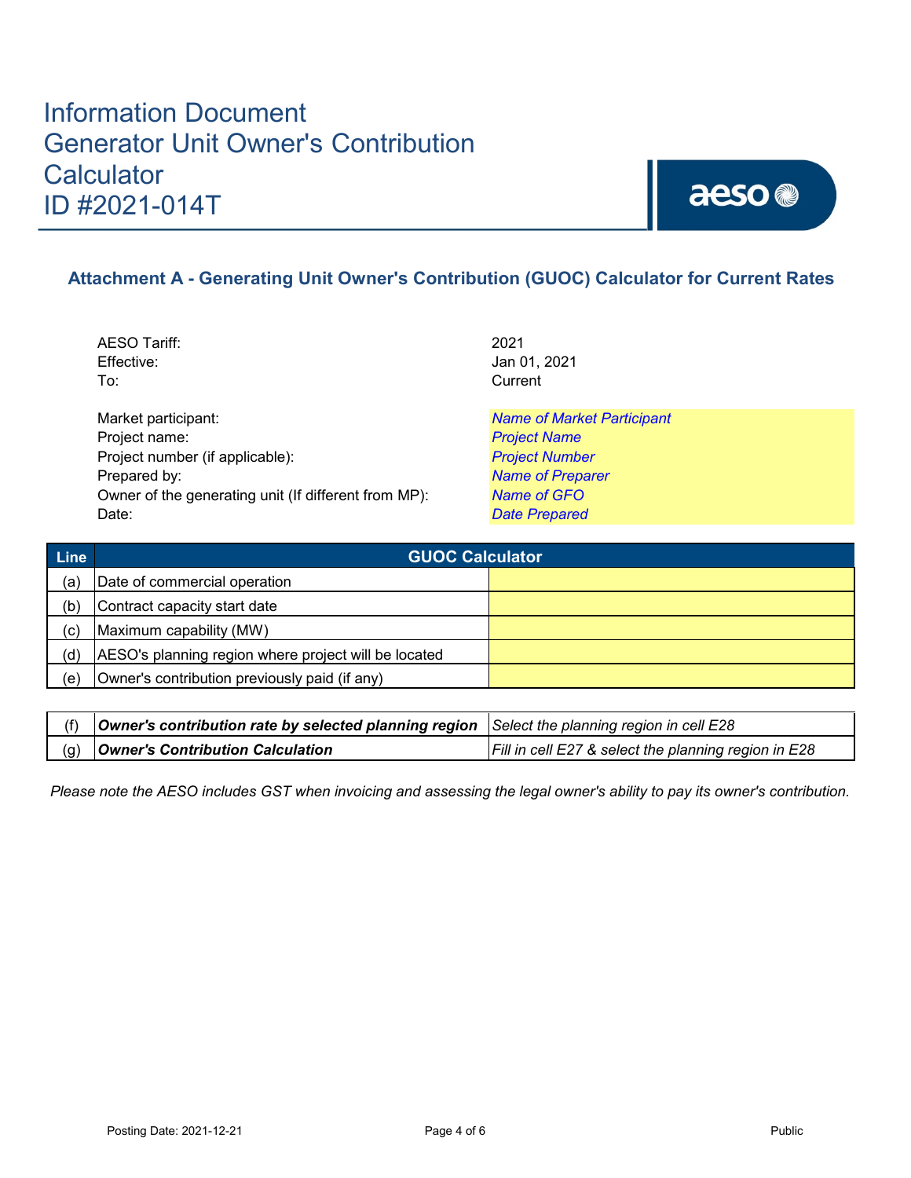# Information Document
# Generator Unit Owner's Contribution Calculator
# ID #2021-014T

## Attachment A - Generating Unit Owner's Contribution (GUOC) Calculator for Current Rates

| | |
|---|---|
| AESO Tariff: | 2021 |
| Effective: | Jan 01, 2021 |
| To: | Current |

| | |
|---|---|
| Market participant: | *Name of Market Participant* |
| Project name: | *Project Name* |
| Project number (if applicable): | *Project Number* |
| Prepared by: | *Name of Preparer* |
| Owner of the generating unit (If different from MP): | *Name of GFO* |
| Date: | *Date Prepared* |

| Line | GUOC Calculator | |
|---|---|---|
| (a) | Date of commercial operation | |
| (b) | Contract capacity start date | |
| (c) | Maximum capability (MW) | |
| (d) | AESO's planning region where project will be located | |
| (e) | Owner's contribution previously paid (if any) | |

| | | |
|---|---|---|
| (f) | ***Owner's contribution rate by selected planning region*** | *Select the planning region in cell E28* |
| (g) | ***Owner's Contribution Calculation*** | *Fill in cell E27 & select the planning region in E28* |

*Please note the AESO includes GST when invoicing and assessing the legal owner's ability to pay its owner's contribution.*

Posting Date: 2021-12-21 | Public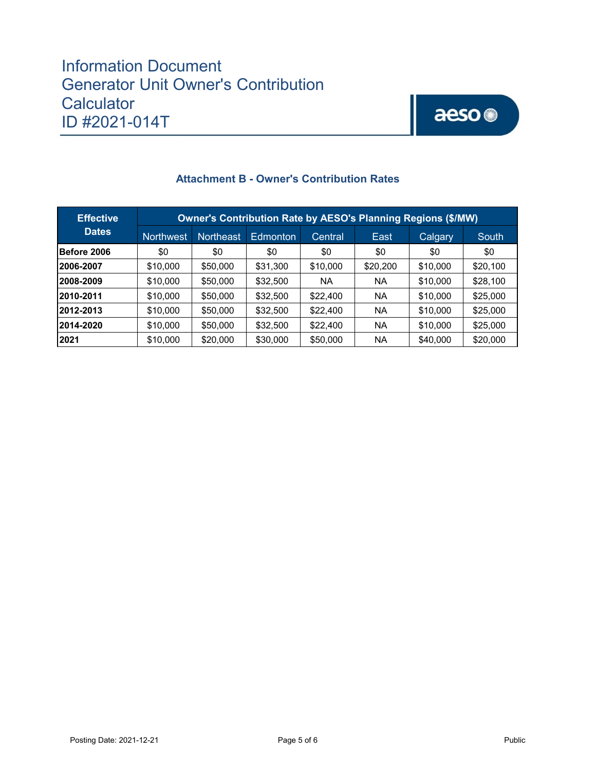## Attachment B - Owner's Contribution Rates

| Effective Dates | Owner's Contribution Rate by AESO's Planning Regions ($/MW) | | | | | | |
|---|---|---|---|---|---|---|---|
| | Northwest | Northeast | Edmonton | Central | East | Calgary | South |
| **Before 2006** | $0 | $0 | $0 | $0 | $0 | $0 | $0 |
| **2006-2007** | $10,000 | $50,000 | $31,300 | $10,000 | $20,200 | $10,000 | $20,100 |
| **2008-2009** | $10,000 | $50,000 | $32,500 | NA | NA | $10,000 | $28,100 |
| **2010-2011** | $10,000 | $50,000 | $32,500 | $22,400 | NA | $10,000 | $25,000 |
| **2012-2013** | $10,000 | $50,000 | $32,500 | $22,400 | NA | $10,000 | $25,000 |
| **2014-2020** | $10,000 | $50,000 | $32,500 | $22,400 | NA | $10,000 | $25,000 |
| **2021** | $10,000 | $20,000 | $30,000 | $50,000 | NA | $40,000 | $20,000 |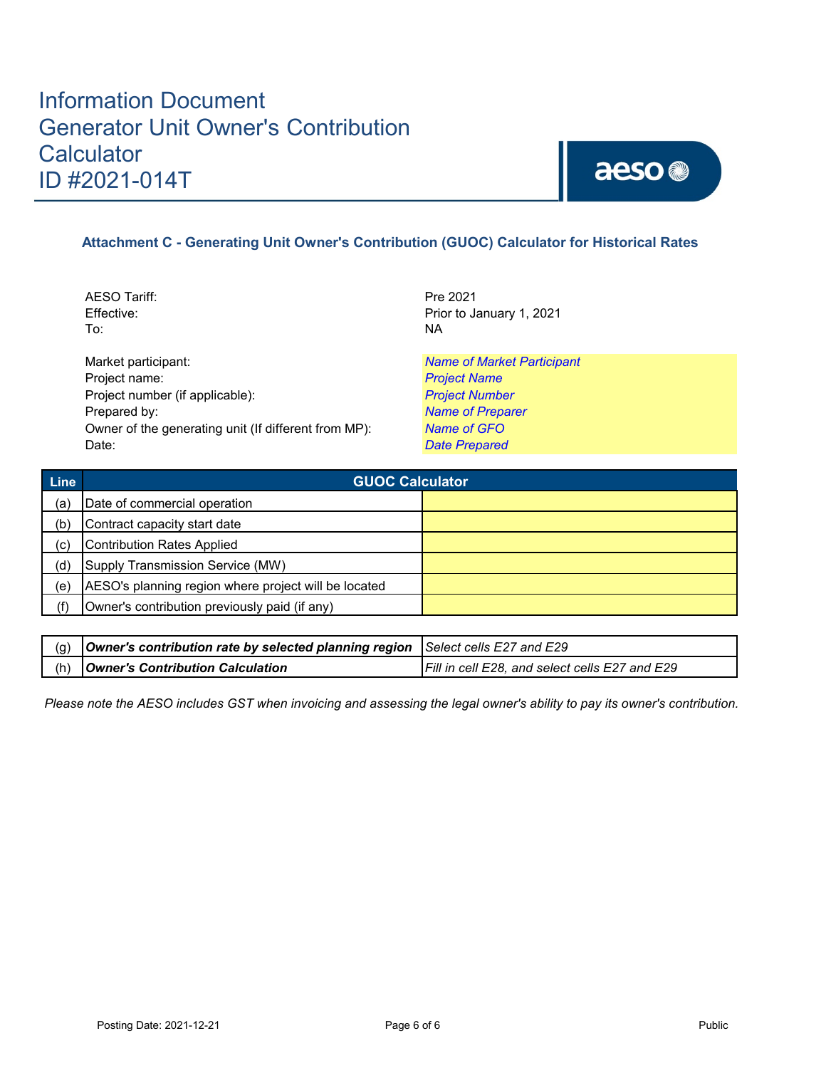# Information Document
# Generator Unit Owner's Contribution Calculator
# ID #2021-014T

### Attachment C - Generating Unit Owner's Contribution (GUOC) Calculator for Historical Rates

| | |
|---|---|
| AESO Tariff: | Pre 2021 |
| Effective: | Prior to January 1, 2021 |
| To: | NA |
| Market participant: | *Name of Market Participant* |
| Project name: | *Project Name* |
| Project number (if applicable): | *Project Number* |
| Prepared by: | *Name of Preparer* |
| Owner of the generating unit (If different from MP): | *Name of GFO* |
| Date: | *Date Prepared* |

| Line | GUOC Calculator | |
|---|---|---|
| (a) | Date of commercial operation | |
| (b) | Contract capacity start date | |
| (c) | Contribution Rates Applied | |
| (d) | Supply Transmission Service (MW) | |
| (e) | AESO's planning region where project will be located | |
| (f) | Owner's contribution previously paid (if any) | |

| | | |
|---|---|---|
| (g) | ***Owner's contribution rate by selected planning region*** | *Select cells E27 and E29* |
| (h) | ***Owner's Contribution Calculation*** | *Fill in cell E28, and select cells E27 and E29* |

*Please note the AESO includes GST when invoicing and assessing the legal owner's ability to pay its owner's contribution.*

Posting Date: 2021-12-21

Public